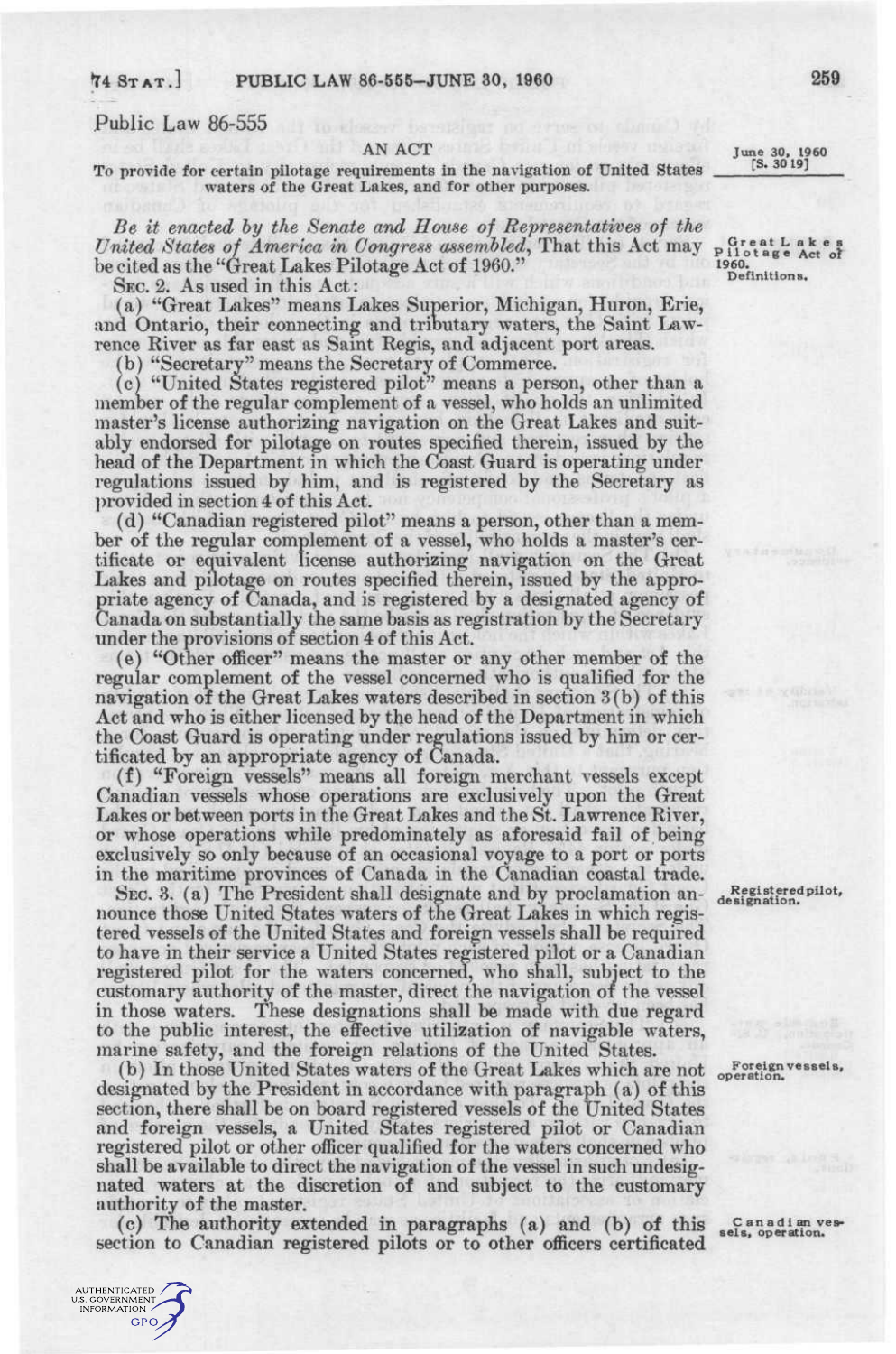# Public Law 86-555

AN ACT

To provide for certain pilotage requirements in the navigation of United States waters of the Great Lakes, and for other purposes.

June 30, 1960
[S. 3019]

*Be it enacted by the Senate and House of Representatives of the United States of America in Congress assembled*, That this Act may be cited as the "Great Lakes Pilotage Act of 1960."

Great Lakes Pilotage Act of 1960.

Definitions.

SEC. 2. As used in this Act:

(a) "Great Lakes" means Lakes Superior, Michigan, Huron, Erie, and Ontario, their connecting and tributary waters, the Saint Lawrence River as far east as Saint Regis, and adjacent port areas.

(b) "Secretary" means the Secretary of Commerce.

(c) "United States registered pilot" means a person, other than a member of the regular complement of a vessel, who holds an unlimited master's license authorizing navigation on the Great Lakes and suitably endorsed for pilotage on routes specified therein, issued by the head of the Department in which the Coast Guard is operating under regulations issued by him, and is registered by the Secretary as provided in section 4 of this Act.

(d) "Canadian registered pilot" means a person, other than a member of the regular complement of a vessel, who holds a master's certificate or equivalent license authorizing navigation on the Great Lakes and pilotage on routes specified therein, issued by the appropriate agency of Canada, and is registered by a designated agency of Canada on substantially the same basis as registration by the Secretary under the provisions of section 4 of this Act.

(e) "Other officer" means the master or any other member of the regular complement of the vessel concerned who is qualified for the navigation of the Great Lakes waters described in section 3(b) of this Act and who is either licensed by the head of the Department in which the Coast Guard is operating under regulations issued by him or certificated by an appropriate agency of Canada.

(f) "Foreign vessels" means all foreign merchant vessels except Canadian vessels whose operations are exclusively upon the Great Lakes or between ports in the Great Lakes and the St. Lawrence River, or whose operations while predominately as aforesaid fail of being exclusively so only because of an occasional voyage to a port or ports in the maritime provinces of Canada in the Canadian coastal trade.

Registered pilot, designation.

SEC. 3. (a) The President shall designate and by proclamation announce those United States waters of the Great Lakes in which registered vessels of the United States and foreign vessels shall be required to have in their service a United States registered pilot or a Canadian registered pilot for the waters concerned, who shall, subject to the customary authority of the master, direct the navigation of the vessel in those waters. These designations shall be made with due regard to the public interest, the effective utilization of navigable waters, marine safety, and the foreign relations of the United States.

Foreign vessels, operation.

(b) In those United States waters of the Great Lakes which are not designated by the President in accordance with paragraph (a) of this section, there shall be on board registered vessels of the United States and foreign vessels, a United States registered pilot or Canadian registered pilot or other officer qualified for the waters concerned who shall be available to direct the navigation of the vessel in such undesignated waters at the discretion of and subject to the customary authority of the master.

Canadian vessels, operation.

(c) The authority extended in paragraphs (a) and (b) of this section to Canadian registered pilots or to other officers certificated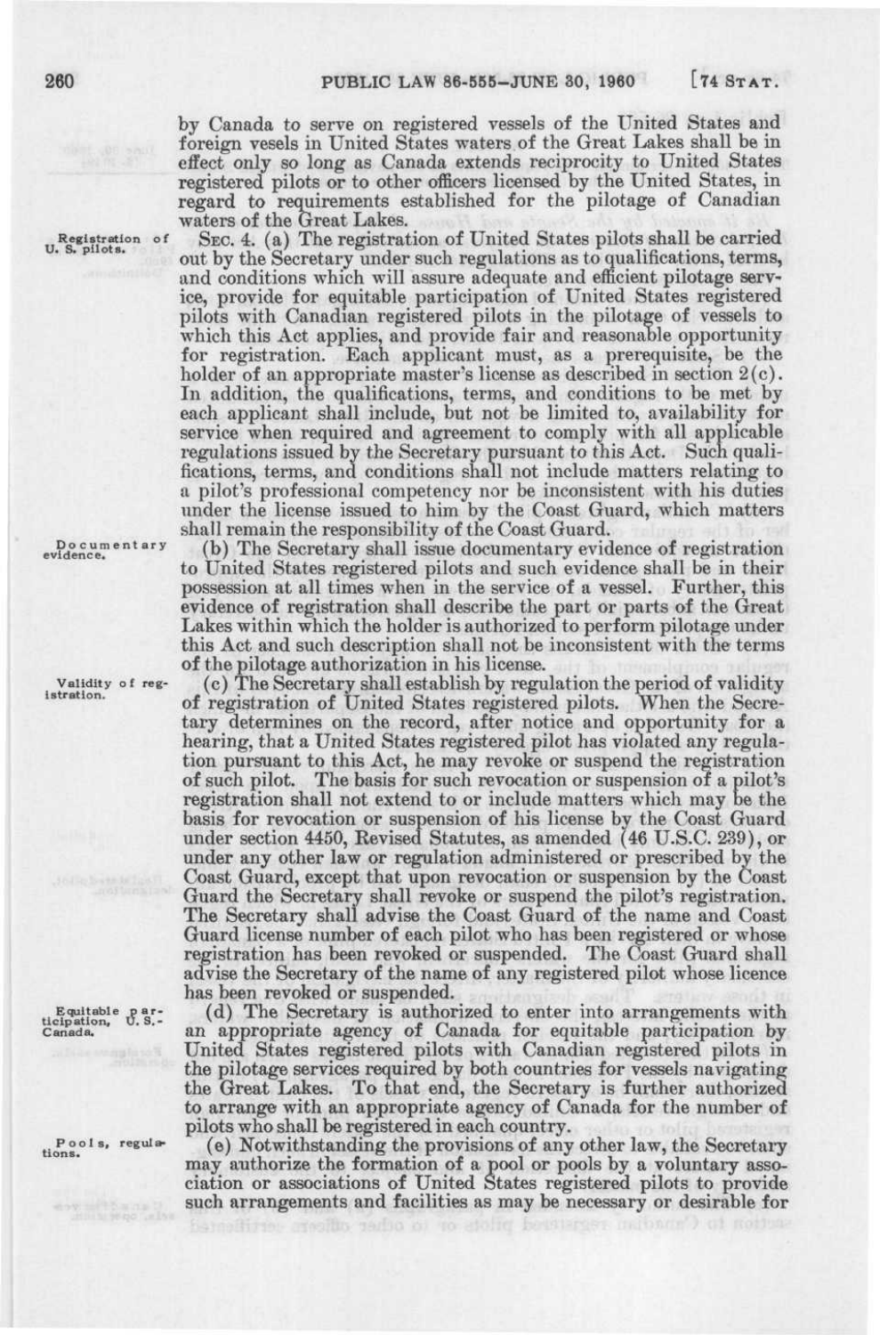by Canada to serve on registered vessels of the United States and foreign vesels in United States waters of the Great Lakes shall be in effect only so long as Canada extends reciprocity to United States registered pilots or to other officers licensed by the United States, in regard to requirements established for the pilotage of Canadian waters of the Great Lakes.

Registration of U. S. pilots.

SEC. 4. (a) The registration of United States pilots shall be carried out by the Secretary under such regulations as to qualifications, terms, and conditions which will assure adequate and efficient pilotage service, provide for equitable participation of United States registered pilots with Canadian registered pilots in the pilotage of vessels to which this Act applies, and provide fair and reasonable opportunity for registration. Each applicant must, as a prerequisite, be the holder of an appropriate master's license as described in section 2(c). In addition, the qualifications, terms, and conditions to be met by each applicant shall include, but not be limited to, availability for service when required and agreement to comply with all applicable regulations issued by the Secretary pursuant to this Act. Such qualifications, terms, and conditions shall not include matters relating to a pilot's professional competency nor be inconsistent with his duties under the license issued to him by the Coast Guard, which matters shall remain the responsibility of the Coast Guard.

Documentary evidence.

(b) The Secretary shall issue documentary evidence of registration to United States registered pilots and such evidence shall be in their possession at all times when in the service of a vessel. Further, this evidence of registration shall describe the part or parts of the Great Lakes within which the holder is authorized to perform pilotage under this Act and such description shall not be inconsistent with the terms of the pilotage authorization in his license.

Validity of registration.

(c) The Secretary shall establish by regulation the period of validity of registration of United States registered pilots. When the Secretary determines on the record, after notice and opportunity for a hearing, that a United States registered pilot has violated any regulation pursuant to this Act, he may revoke or suspend the registration of such pilot. The basis for such revocation or suspension of a pilot's registration shall not extend to or include matters which may be the basis for revocation or suspension of his license by the Coast Guard under section 4450, Revised Statutes, as amended (46 U.S.C. 239), or under any other law or regulation administered or prescribed by the Coast Guard, except that upon revocation or suspension by the Coast Guard the Secretary shall revoke or suspend the pilot's registration. The Secretary shall advise the Coast Guard of the name and Coast Guard license number of each pilot who has been registered or whose registration has been revoked or suspended. The Coast Guard shall advise the Secretary of the name of any registered pilot whose licence has been revoked or suspended.

Equitable participation, U. S.-Canada.

(d) The Secretary is authorized to enter into arrangements with an appropriate agency of Canada for equitable participation by United States registered pilots with Canadian registered pilots in the pilotage services required by both countries for vessels navigating the Great Lakes. To that end, the Secretary is further authorized to arrange with an appropriate agency of Canada for the number of pilots who shall be registered in each country.

Pools, regulations.

(e) Notwithstanding the provisions of any other law, the Secretary may authorize the formation of a pool or pools by a voluntary association or associations of United States registered pilots to provide such arrangements and facilities as may be necessary or desirable for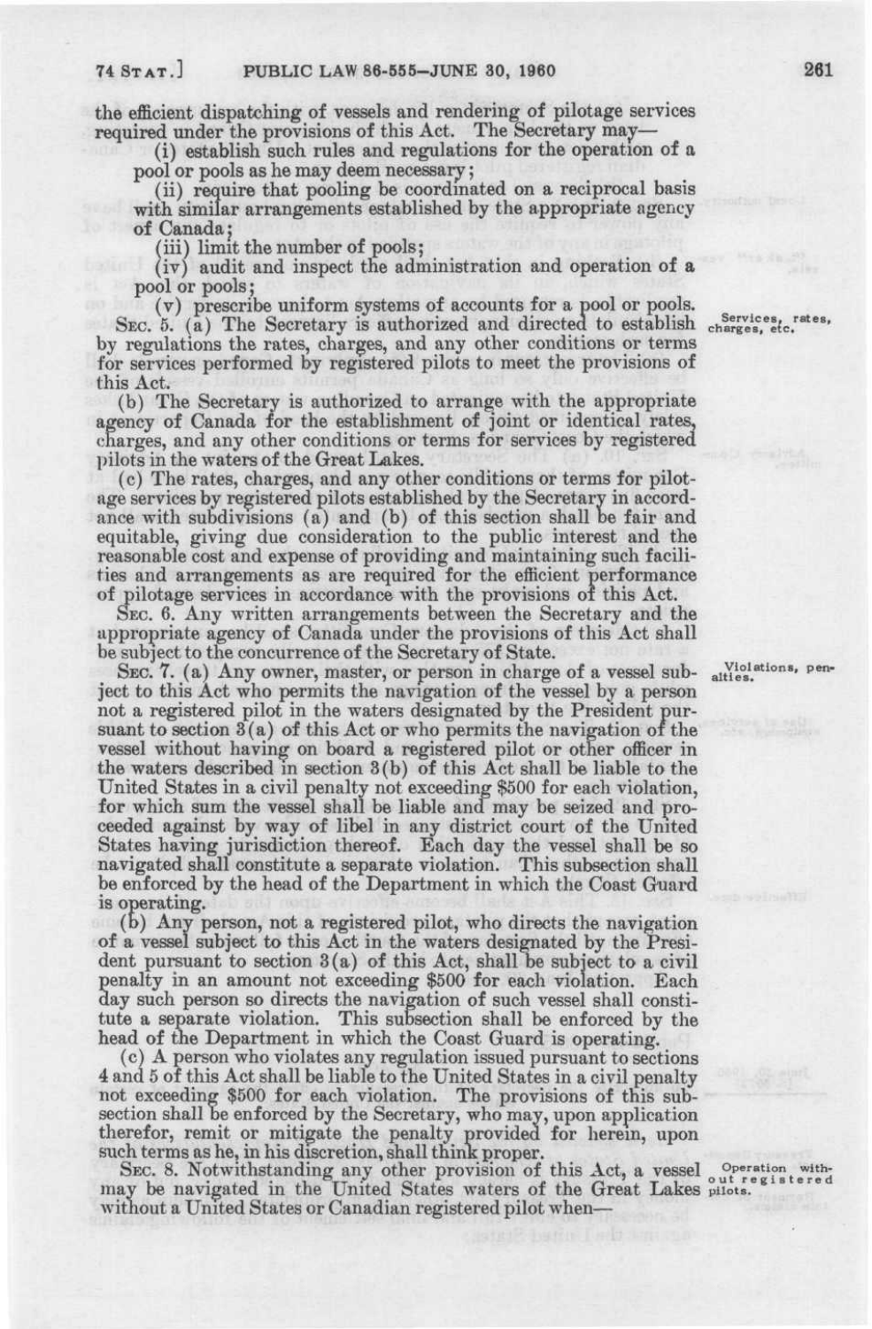the efficient dispatching of vessels and rendering of pilotage services required under the provisions of this Act. The Secretary may—

(i) establish such rules and regulations for the operation of a pool or pools as he may deem necessary;

(ii) require that pooling be coordinated on a reciprocal basis with similar arrangements established by the appropriate agency of Canada;

(iii) limit the number of pools;

(iv) audit and inspect the administration and operation of a pool or pools;

(v) prescribe uniform systems of accounts for a pool or pools.

Services, rates, charges, etc.

SEC. 5. (a) The Secretary is authorized and directed to establish by regulations the rates, charges, and any other conditions or terms for services performed by registered pilots to meet the provisions of this Act.

(b) The Secretary is authorized to arrange with the appropriate agency of Canada for the establishment of joint or identical rates, charges, and any other conditions or terms for services by registered pilots in the waters of the Great Lakes.

(c) The rates, charges, and any other conditions or terms for pilotage services by registered pilots established by the Secretary in accordance with subdivisions (a) and (b) of this section shall be fair and equitable, giving due consideration to the public interest and the reasonable cost and expense of providing and maintaining such facilities and arrangements as are required for the efficient performance of pilotage services in accordance with the provisions of this Act.

SEC. 6. Any written arrangements between the Secretary and the appropriate agency of Canada under the provisions of this Act shall be subject to the concurrence of the Secretary of State.

Violations, penalties.

SEC. 7. (a) Any owner, master, or person in charge of a vessel subject to this Act who permits the navigation of the vessel by a person not a registered pilot in the waters designated by the President pursuant to section 3(a) of this Act or who permits the navigation of the vessel without having on board a registered pilot or other officer in the waters described in section 3(b) of this Act shall be liable to the United States in a civil penalty not exceeding $500 for each violation, for which sum the vessel shall be liable and may be seized and proceeded against by way of libel in any district court of the United States having jurisdiction thereof. Each day the vessel shall be so navigated shall constitute a separate violation. This subsection shall be enforced by the head of the Department in which the Coast Guard is operating.

(b) Any person, not a registered pilot, who directs the navigation of a vessel subject to this Act in the waters designated by the President pursuant to section 3(a) of this Act, shall be subject to a civil penalty in an amount not exceeding $500 for each violation. Each day such person so directs the navigation of such vessel shall constitute a separate violation. This subsection shall be enforced by the head of the Department in which the Coast Guard is operating.

(c) A person who violates any regulation issued pursuant to sections 4 and 5 of this Act shall be liable to the United States in a civil penalty not exceeding $500 for each violation. The provisions of this subsection shall be enforced by the Secretary, who may, upon application therefor, remit or mitigate the penalty provided for herein, upon such terms as he, in his discretion, shall think proper.

Operation without registered pilots.

SEC. 8. Notwithstanding any other provision of this Act, a vessel may be navigated in the United States waters of the Great Lakes without a United States or Canadian registered pilot when—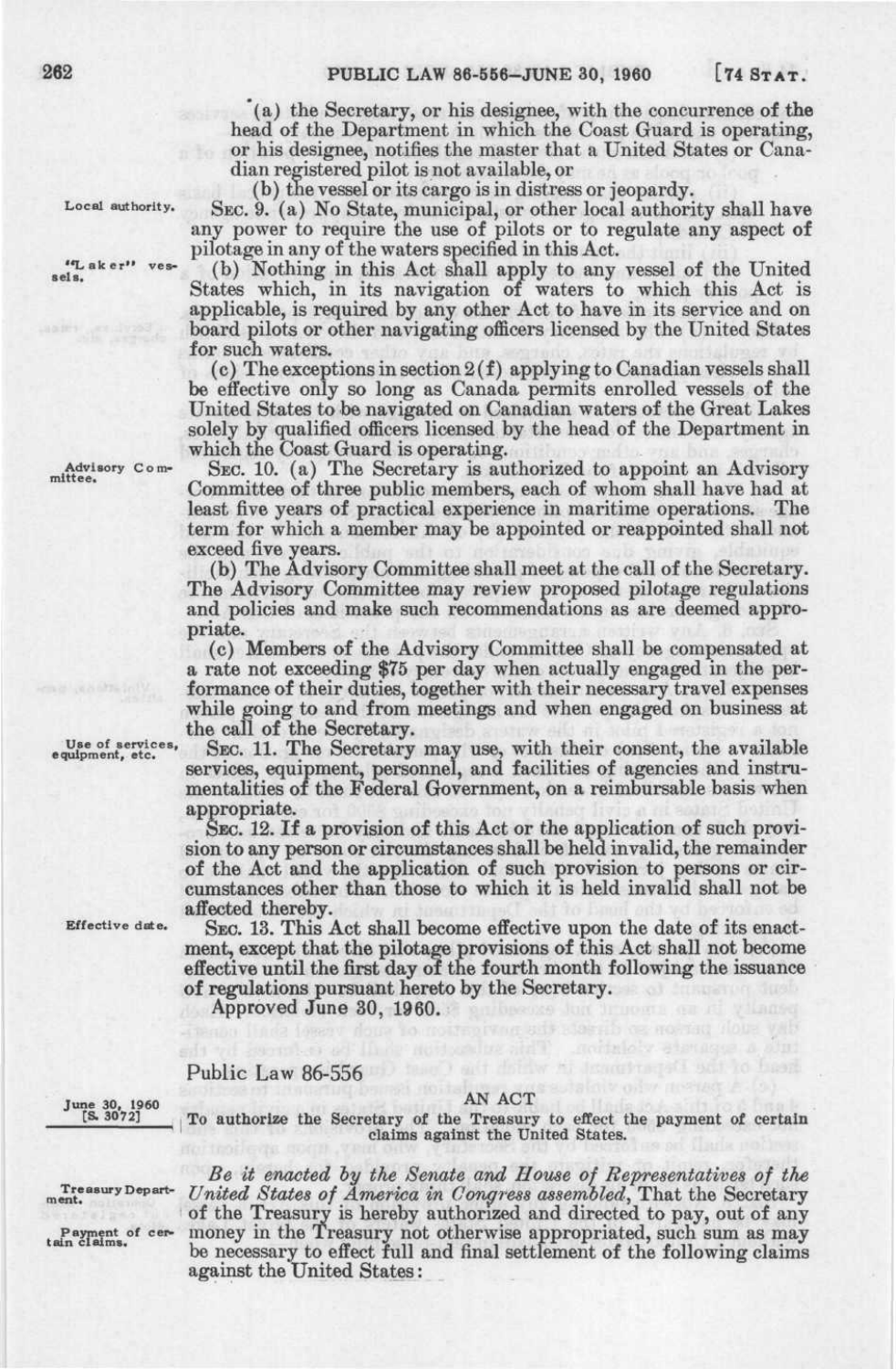(a) the Secretary, or his designee, with the concurrence of the head of the Department in which the Coast Guard is operating, or his designee, notifies the master that a United States or Canadian registered pilot is not available, or

(b) the vessel or its cargo is in distress or jeopardy.

Local authority.

SEC. 9. (a) No State, municipal, or other local authority shall have any power to require the use of pilots or to regulate any aspect of pilotage in any of the waters specified in this Act.

"Laker" vessels.

(b) Nothing in this Act shall apply to any vessel of the United States which, in its navigation of waters to which this Act is applicable, is required by any other Act to have in its service and on board pilots or other navigating officers licensed by the United States for such waters.

(c) The exceptions in section 2(f) applying to Canadian vessels shall be effective only so long as Canada permits enrolled vessels of the United States to be navigated on Canadian waters of the Great Lakes solely by qualified officers licensed by the head of the Department in which the Coast Guard is operating.

Advisory Committee.

SEC. 10. (a) The Secretary is authorized to appoint an Advisory Committee of three public members, each of whom shall have had at least five years of practical experience in maritime operations. The term for which a member may be appointed or reappointed shall not exceed five years.

(b) The Advisory Committee shall meet at the call of the Secretary. The Advisory Committee may review proposed pilotage regulations and policies and make such recommendations as are deemed appropriate.

(c) Members of the Advisory Committee shall be compensated at a rate not exceeding $75 per day when actually engaged in the performance of their duties, together with their necessary travel expenses while going to and from meetings and when engaged on business at the call of the Secretary.

Use of services, equipment, etc.

SEC. 11. The Secretary may use, with their consent, the available services, equipment, personnel, and facilities of agencies and instrumentalities of the Federal Government, on a reimbursable basis when appropriate.

SEC. 12. If a provision of this Act or the application of such provision to any person or circumstances shall be held invalid, the remainder of the Act and the application of such provision to persons or circumstances other than those to which it is held invalid shall not be affected thereby.

Effective date.

SEC. 13. This Act shall become effective upon the date of its enactment, except that the pilotage provisions of this Act shall not become effective until the first day of the fourth month following the issuance of regulations pursuant hereto by the Secretary.

Approved June 30, 1960.

## Public Law 86-556

June 30, 1960
[S. 3072]

### AN ACT

To authorize the Secretary of the Treasury to effect the payment of certain claims against the United States.

Treasury Department.
Payment of certain claims.

*Be it enacted by the Senate and House of Representatives of the United States of America in Congress assembled*, That the Secretary of the Treasury is hereby authorized and directed to pay, out of any money in the Treasury not otherwise appropriated, such sum as may be necessary to effect full and final settlement of the following claims against the United States: